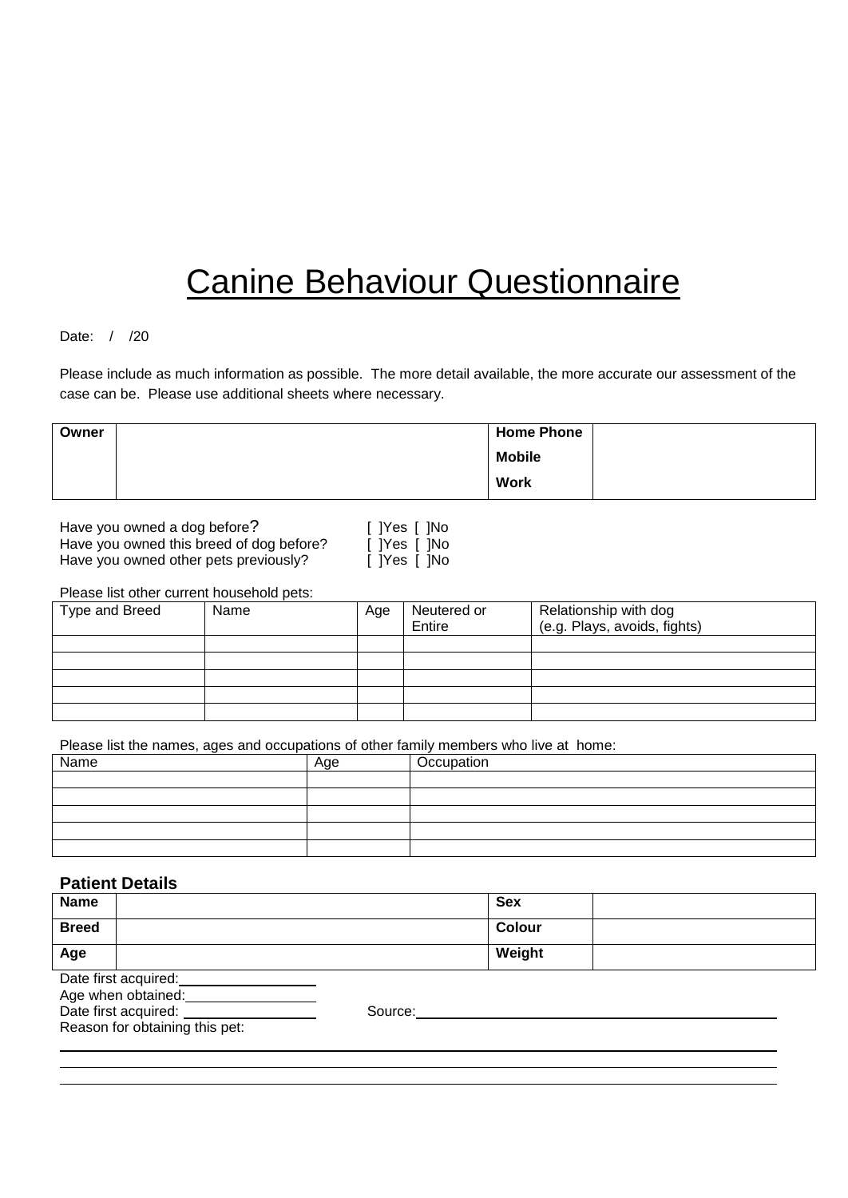# Canine Behaviour Questionnaire

Date: / /20

Please include as much information as possible. The more detail available, the more accurate our assessment of the case can be. Please use additional sheets where necessary.

| **Owner** | | **Home Phone**<br>**Mobile**<br>**Work** | |
|---|---|---|---|

Have you owned a dog before? [ ]Yes [ ]No
Have you owned this breed of dog before? [ ]Yes [ ]No
Have you owned other pets previously? [ ]Yes [ ]No

Please list other current household pets:

| Type and Breed | Name | Age | Neutered or Entire | Relationship with dog (e.g. Plays, avoids, fights) |
|---|---|---|---|---|
| | | | | |
| | | | | |
| | | | | |
| | | | | |
| | | | | |

Please list the names, ages and occupations of other family members who live at home:

| Name | Age | Occupation |
|---|---|---|
| | | |
| | | |
| | | |
| | | |
| | | |

**Patient Details**

| **Name** | | **Sex** | |
|---|---|---|---|
| **Breed** | | **Colour** | |
| **Age** | | **Weight** | |

Date first acquired: \_\_\_\_\_\_\_\_\_\_\_\_\_\_\_\_

Age when obtained: \_\_\_\_\_\_\_\_\_\_\_\_\_\_\_\_

Date first acquired: \_\_\_\_\_\_\_\_\_\_\_\_\_\_\_\_ Source: \_\_\_\_\_\_\_\_\_\_\_\_\_\_\_\_\_\_\_\_\_\_\_\_\_\_\_\_\_\_\_\_\_\_\_\_\_\_\_\_

Reason for obtaining this pet:

\_\_\_\_\_\_\_\_\_\_\_\_\_\_\_\_\_\_\_\_\_\_\_\_\_\_\_\_\_\_\_\_\_\_\_\_\_\_\_\_\_\_\_\_\_\_\_\_\_\_\_\_\_\_\_\_\_\_\_\_\_\_\_\_\_\_\_\_\_\_\_\_\_\_\_\_\_\_

\_\_\_\_\_\_\_\_\_\_\_\_\_\_\_\_\_\_\_\_\_\_\_\_\_\_\_\_\_\_\_\_\_\_\_\_\_\_\_\_\_\_\_\_\_\_\_\_\_\_\_\_\_\_\_\_\_\_\_\_\_\_\_\_\_\_\_\_\_\_\_\_\_\_\_\_\_\_

\_\_\_\_\_\_\_\_\_\_\_\_\_\_\_\_\_\_\_\_\_\_\_\_\_\_\_\_\_\_\_\_\_\_\_\_\_\_\_\_\_\_\_\_\_\_\_\_\_\_\_\_\_\_\_\_\_\_\_\_\_\_\_\_\_\_\_\_\_\_\_\_\_\_\_\_\_\_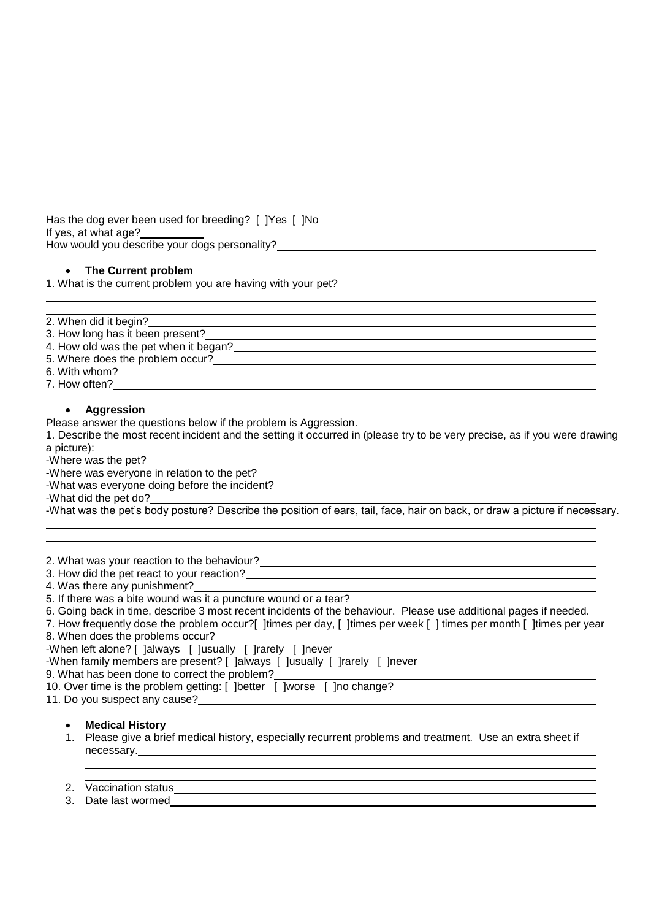Has the dog ever been used for breeding? [ ]Yes [ ]No
If yes, at what age?\_\_\_\_\_\_\_\_\_\_
How would you describe your dogs personality?\_\_\_\_\_\_\_\_\_\_\_\_\_\_\_\_\_\_\_\_\_\_\_\_\_\_\_\_\_\_\_\_\_\_\_\_\_\_\_\_

- **The Current problem**

1. What is the current problem you are having with your pet? \_\_\_\_\_\_\_\_\_\_\_\_\_\_\_\_\_\_\_\_\_\_\_\_\_\_\_\_\_\_\_\_\_\_\_\_\_\_\_\_

\_\_\_\_\_\_\_\_\_\_\_\_\_\_\_\_\_\_\_\_\_\_\_\_\_\_\_\_\_\_\_\_\_\_\_\_\_\_\_\_\_\_\_\_\_\_\_\_\_\_\_\_\_\_\_\_\_\_\_\_\_\_\_\_\_\_\_\_\_\_\_\_\_\_\_\_\_\_\_\_\_\_\_\_

2. When did it begin?\_\_\_\_\_\_\_\_\_\_\_\_\_\_\_\_\_\_\_\_\_\_\_\_\_\_\_\_\_\_\_\_\_\_\_\_\_\_\_\_\_\_\_\_\_\_\_\_\_\_\_\_\_\_\_\_\_\_\_\_\_\_\_\_\_\_\_\_\_\_
3. How long has it been present?\_\_\_\_\_\_\_\_\_\_\_\_\_\_\_\_\_\_\_\_\_\_\_\_\_\_\_\_\_\_\_\_\_\_\_\_\_\_\_\_\_\_\_\_\_\_\_\_\_\_\_\_\_\_\_\_\_\_
4. How old was the pet when it began?\_\_\_\_\_\_\_\_\_\_\_\_\_\_\_\_\_\_\_\_\_\_\_\_\_\_\_\_\_\_\_\_\_\_\_\_\_\_\_\_\_\_\_\_\_\_\_\_\_\_\_\_\_\_
5. Where does the problem occur?\_\_\_\_\_\_\_\_\_\_\_\_\_\_\_\_\_\_\_\_\_\_\_\_\_\_\_\_\_\_\_\_\_\_\_\_\_\_\_\_\_\_\_\_\_\_\_\_\_\_\_\_\_\_\_\_
6. With whom?\_\_\_\_\_\_\_\_\_\_\_\_\_\_\_\_\_\_\_\_\_\_\_\_\_\_\_\_\_\_\_\_\_\_\_\_\_\_\_\_\_\_\_\_\_\_\_\_\_\_\_\_\_\_\_\_\_\_\_\_\_\_\_\_\_\_\_\_\_\_\_\_\_\_
7. How often?\_\_\_\_\_\_\_\_\_\_\_\_\_\_\_\_\_\_\_\_\_\_\_\_\_\_\_\_\_\_\_\_\_\_\_\_\_\_\_\_\_\_\_\_\_\_\_\_\_\_\_\_\_\_\_\_\_\_\_\_\_\_\_\_\_\_\_\_\_\_\_\_\_\_

- **Aggression**

Please answer the questions below if the problem is Aggression.

1. Describe the most recent incident and the setting it occurred in (please try to be very precise, as if you were drawing a picture):

-Where was the pet?\_\_\_\_\_\_\_\_\_\_\_\_\_\_\_\_\_\_\_\_\_\_\_\_\_\_\_\_\_\_\_\_\_\_\_\_\_\_\_\_\_\_\_\_\_\_\_\_\_\_\_\_\_\_\_\_\_\_\_\_\_\_\_\_\_\_\_\_\_\_
-Where was everyone in relation to the pet?\_\_\_\_\_\_\_\_\_\_\_\_\_\_\_\_\_\_\_\_\_\_\_\_\_\_\_\_\_\_\_\_\_\_\_\_\_\_\_\_\_\_\_\_\_\_\_\_\_\_
-What was everyone doing before the incident?\_\_\_\_\_\_\_\_\_\_\_\_\_\_\_\_\_\_\_\_\_\_\_\_\_\_\_\_\_\_\_\_\_\_\_\_\_\_\_\_\_\_\_\_\_\_\_\_
-What did the pet do?\_\_\_\_\_\_\_\_\_\_\_\_\_\_\_\_\_\_\_\_\_\_\_\_\_\_\_\_\_\_\_\_\_\_\_\_\_\_\_\_\_\_\_\_\_\_\_\_\_\_\_\_\_\_\_\_\_\_\_\_\_\_\_\_\_\_\_\_
-What was the pet's body posture? Describe the position of ears, tail, face, hair on back, or draw a picture if necessary.

\_\_\_\_\_\_\_\_\_\_\_\_\_\_\_\_\_\_\_\_\_\_\_\_\_\_\_\_\_\_\_\_\_\_\_\_\_\_\_\_\_\_\_\_\_\_\_\_\_\_\_\_\_\_\_\_\_\_\_\_\_\_\_\_\_\_\_\_\_\_\_\_\_\_\_\_\_\_\_\_\_\_\_\_

2. What was your reaction to the behaviour?\_\_\_\_\_\_\_\_\_\_\_\_\_\_\_\_\_\_\_\_\_\_\_\_\_\_\_\_\_\_\_\_\_\_\_\_\_\_\_\_\_\_\_\_\_\_\_\_\_\_
3. How did the pet react to your reaction?\_\_\_\_\_\_\_\_\_\_\_\_\_\_\_\_\_\_\_\_\_\_\_\_\_\_\_\_\_\_\_\_\_\_\_\_\_\_\_\_\_\_\_\_\_\_\_\_\_\_\_
4. Was there any punishment?\_\_\_\_\_\_\_\_\_\_\_\_\_\_\_\_\_\_\_\_\_\_\_\_\_\_\_\_\_\_\_\_\_\_\_\_\_\_\_\_\_\_\_\_\_\_\_\_\_\_\_\_\_\_\_\_\_\_\_\_\_
5. If there was a bite wound was it a puncture wound or a tear?\_\_\_\_\_\_\_\_\_\_\_\_\_\_\_\_\_\_\_\_\_\_\_\_\_\_\_\_\_\_\_\_\_\_\_
6. Going back in time, describe 3 most recent incidents of the behaviour. Please use additional pages if needed.
7. How frequently dose the problem occur?[ ]times per day, [ ]times per week [ ] times per month [ ]times per year
8. When does the problems occur?

-When left alone? [ ]always [ ]usually [ ]rarely [ ]never
-When family members are present? [ ]always [ ]usually [ ]rarely [ ]never

9. What has been done to correct the problem?\_\_\_\_\_\_\_\_\_\_\_\_\_\_\_\_\_\_\_\_\_\_\_\_\_\_\_\_\_\_\_\_\_\_\_\_\_\_\_\_\_\_\_\_\_\_\_\_
10. Over time is the problem getting: [ ]better [ ]worse [ ]no change?
11. Do you suspect any cause?\_\_\_\_\_\_\_\_\_\_\_\_\_\_\_\_\_\_\_\_\_\_\_\_\_\_\_\_\_\_\_\_\_\_\_\_\_\_\_\_\_\_\_\_\_\_\_\_\_\_\_\_\_\_\_\_\_\_\_\_

- **Medical History**

1. Please give a brief medical history, especially recurrent problems and treatment. Use an extra sheet if necessary.\_\_\_\_\_\_\_\_\_\_\_\_\_\_\_\_\_\_\_\_\_\_\_\_\_\_\_\_\_\_\_\_\_\_\_\_\_\_\_\_\_\_\_\_\_\_\_\_\_\_\_\_\_\_\_\_\_\_\_\_\_\_\_\_\_\_\_\_\_\_\_\_\_

   \_\_\_\_\_\_\_\_\_\_\_\_\_\_\_\_\_\_\_\_\_\_\_\_\_\_\_\_\_\_\_\_\_\_\_\_\_\_\_\_\_\_\_\_\_\_\_\_\_\_\_\_\_\_\_\_\_\_\_\_\_\_\_\_\_\_\_\_\_\_\_\_\_\_\_\_\_\_\_\_\_\_

2. Vaccination status\_\_\_\_\_\_\_\_\_\_\_\_\_\_\_\_\_\_\_\_\_\_\_\_\_\_\_\_\_\_\_\_\_\_\_\_\_\_\_\_\_\_\_\_\_\_\_\_\_\_\_\_\_\_\_\_\_\_\_\_\_\_\_\_\_\_\_\_\_
3. Date last wormed\_\_\_\_\_\_\_\_\_\_\_\_\_\_\_\_\_\_\_\_\_\_\_\_\_\_\_\_\_\_\_\_\_\_\_\_\_\_\_\_\_\_\_\_\_\_\_\_\_\_\_\_\_\_\_\_\_\_\_\_\_\_\_\_\_\_\_\_\_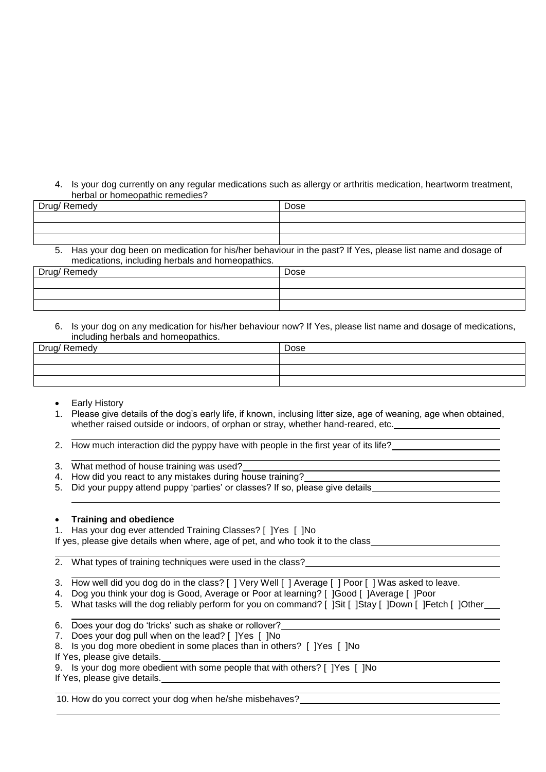4. Is your dog currently on any regular medications such as allergy or arthritis medication, heartworm treatment, herbal or homeopathic remedies?

| Drug/ Remedy | Dose |
|---|---|
| | |
| | |
| | |

5. Has your dog been on medication for his/her behaviour in the past? If Yes, please list name and dosage of medications, including herbals and homeopathics.

| Drug/ Remedy | Dose |
|---|---|
| | |
| | |
| | |

6. Is your dog on any medication for his/her behaviour now? If Yes, please list name and dosage of medications, including herbals and homeopathics.

| Drug/ Remedy | Dose |
|---|---|
| | |
| | |
| | |

- Early History

1. Please give details of the dog's early life, if known, inclusing litter size, age of weaning, age when obtained, whether raised outside or indoors, of orphan or stray, whether hand-reared, etc.\_\_\_\_\_\_\_\_\_\_\_\_\_\_\_\_\_\_\_\_
2. How much interaction did the pyppy have with people in the first year of its life?\_\_\_\_\_\_\_\_\_\_\_\_\_\_\_\_\_\_\_\_
3. What method of house training was used?\_\_\_\_\_\_\_\_\_\_\_\_\_\_\_\_\_\_\_\_
4. How did you react to any mistakes during house training?\_\_\_\_\_\_\_\_\_\_\_\_\_\_\_\_\_\_\_\_
5. Did your puppy attend puppy 'parties' or classes? If so, please give details\_\_\_\_\_\_\_\_\_\_\_\_\_\_\_\_\_\_\_\_

- **Training and obedience**

1. Has your dog ever attended Training Classes? [ ]Yes [ ]No

If yes, please give details when where, age of pet, and who took it to the class\_\_\_\_\_\_\_\_\_\_\_\_\_\_\_\_\_\_\_\_

2. What types of training techniques were used in the class?\_\_\_\_\_\_\_\_\_\_\_\_\_\_\_\_\_\_\_\_
3. How well did you dog do in the class? [ ] Very Well [ ] Average [ ] Poor [ ] Was asked to leave.
4. Dog you think your dog is Good, Average or Poor at learning? [ ]Good [ ]Average [ ]Poor
5. What tasks will the dog reliably perform for you on command? [ ]Sit [ ]Stay [ ]Down [ ]Fetch [ ]Other\_\_\_\_
6. Does your dog do 'tricks' such as shake or rollover?\_\_\_\_\_\_\_\_\_\_\_\_\_\_\_\_\_\_\_\_
7. Does your dog pull when on the lead? [ ]Yes [ ]No
8. Is you dog more obedient in some places than in others? [ ]Yes [ ]No

If Yes, please give details.\_\_\_\_\_\_\_\_\_\_\_\_\_\_\_\_\_\_\_\_

9. Is your dog more obedient with some people that with others? [ ]Yes [ ]No

If Yes, please give details.\_\_\_\_\_\_\_\_\_\_\_\_\_\_\_\_\_\_\_\_

10. How do you correct your dog when he/she misbehaves?\_\_\_\_\_\_\_\_\_\_\_\_\_\_\_\_\_\_\_\_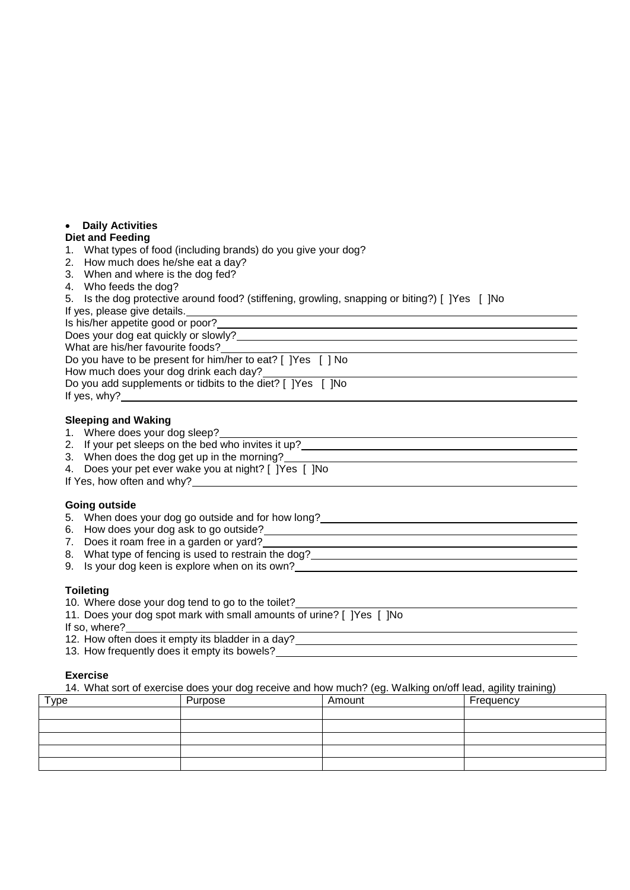- **Daily Activities**

**Diet and Feeding**

1. What types of food (including brands) do you give your dog?
2. How much does he/she eat a day?
3. When and where is the dog fed?
4. Who feeds the dog?
5. Is the dog protective around food? (stiffening, growling, snapping or biting?) [ ]Yes [ ]No

If yes, please give details.

Is his/her appetite good or poor?

Does your dog eat quickly or slowly?

What are his/her favourite foods?

Do you have to be present for him/her to eat? [ ]Yes [ ] No

How much does your dog drink each day?

Do you add supplements or tidbits to the diet? [ ]Yes [ ]No

If yes, why?

**Sleeping and Waking**

1. Where does your dog sleep?
2. If your pet sleeps on the bed who invites it up?
3. When does the dog get up in the morning?
4. Does your pet ever wake you at night? [ ]Yes [ ]No

If Yes, how often and why?

**Going outside**

5. When does your dog go outside and for how long?
6. How does your dog ask to go outside?
7. Does it roam free in a garden or yard?
8. What type of fencing is used to restrain the dog?
9. Is your dog keen is explore when on its own?

**Toileting**

10. Where dose your dog tend to go to the toilet?
11. Does your dog spot mark with small amounts of urine? [ ]Yes [ ]No

If so, where?

12. How often does it empty its bladder in a day?
13. How frequently does it empty its bowels?

**Exercise**

14. What sort of exercise does your dog receive and how much? (eg. Walking on/off lead, agility training)

| Type | Purpose | Amount | Frequency |
|---|---|---|---|
| | | | |
| | | | |
| | | | |
| | | | |
| | | | |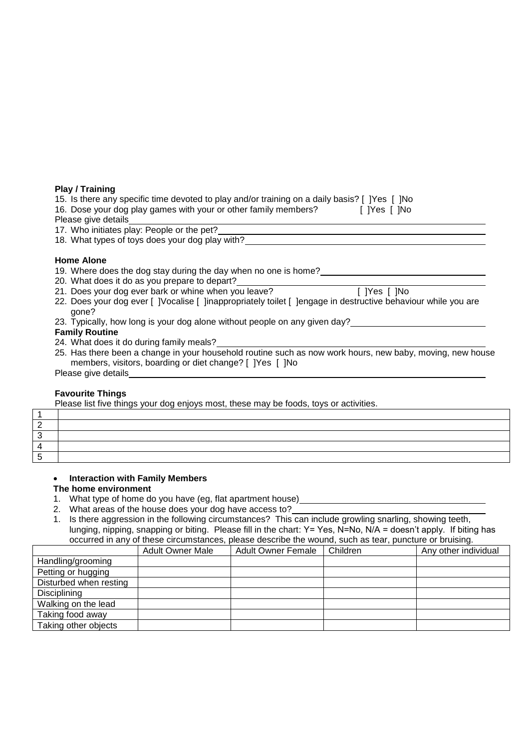**Play / Training**

15. Is there any specific time devoted to play and/or training on a daily basis? [ ]Yes [ ]No
16. Dose your dog play games with your or other family members? [ ]Yes [ ]No

Please give details\_\_\_\_\_\_\_\_\_\_\_\_\_\_\_\_\_\_\_\_\_\_\_\_\_\_\_\_\_\_\_\_\_\_\_\_\_\_\_\_

17. Who initiates play: People or the pet?\_\_\_\_\_\_\_\_\_\_\_\_\_\_\_\_\_\_\_\_\_\_\_\_\_\_\_\_\_\_\_\_\_\_\_\_\_\_\_\_
18. What types of toys does your dog play with?\_\_\_\_\_\_\_\_\_\_\_\_\_\_\_\_\_\_\_\_\_\_\_\_\_\_\_\_\_\_\_\_\_\_\_\_\_\_\_\_

**Home Alone**

19. Where does the dog stay during the day when no one is home?\_\_\_\_\_\_\_\_\_\_\_\_\_\_\_\_\_\_\_\_\_\_\_\_\_\_\_\_\_\_\_\_\_\_\_\_\_\_\_\_
20. What does it do as you prepare to depart?\_\_\_\_\_\_\_\_\_\_\_\_\_\_\_\_\_\_\_\_\_\_\_\_\_\_\_\_\_\_\_\_\_\_\_\_\_\_\_\_
21. Does your dog ever bark or whine when you leave? [ ]Yes [ ]No
22. Does your dog ever [ ]Vocalise [ ]inappropriately toilet [ ]engage in destructive behaviour while you are gone?
23. Typically, how long is your dog alone without people on any given day?\_\_\_\_\_\_\_\_\_\_\_\_\_\_\_\_\_\_\_\_\_\_\_\_\_\_\_\_\_\_\_\_\_\_\_\_\_\_\_\_

**Family Routine**

24. What does it do during family meals?\_\_\_\_\_\_\_\_\_\_\_\_\_\_\_\_\_\_\_\_\_\_\_\_\_\_\_\_\_\_\_\_\_\_\_\_\_\_\_\_
25. Has there been a change in your household routine such as now work hours, new baby, moving, new house members, visitors, boarding or diet change? [ ]Yes [ ]No

Please give details\_\_\_\_\_\_\_\_\_\_\_\_\_\_\_\_\_\_\_\_\_\_\_\_\_\_\_\_\_\_\_\_\_\_\_\_\_\_\_\_

**Favourite Things**

Please list five things your dog enjoys most, these may be foods, toys or activities.

| | |
|---|---|
| 1 | |
| 2 | |
| 3 | |
| 4 | |
| 5 | |

- **Interaction with Family Members**

**The home environment**

1. What type of home do you have (eg, flat apartment house)\_\_\_\_\_\_\_\_\_\_\_\_\_\_\_\_\_\_\_\_\_\_\_\_\_\_\_\_\_\_\_\_\_\_\_\_\_\_\_\_
2. What areas of the house does your dog have access to?\_\_\_\_\_\_\_\_\_\_\_\_\_\_\_\_\_\_\_\_\_\_\_\_\_\_\_\_\_\_\_\_\_\_\_\_\_\_\_\_

1. Is there aggression in the following circumstances? This can include growling snarling, showing teeth, lunging, nipping, snapping or biting. Please fill in the chart: Y= Yes, N=No, N/A = doesn't apply. If biting has occurred in any of these circumstances, please describe the wound, such as tear, puncture or bruising.

| | Adult Owner Male | Adult Owner Female | Children | Any other individual |
|---|---|---|---|---|
| Handling/grooming | | | | |
| Petting or hugging | | | | |
| Disturbed when resting | | | | |
| Disciplining | | | | |
| Walking on the lead | | | | |
| Taking food away | | | | |
| Taking other objects | | | | |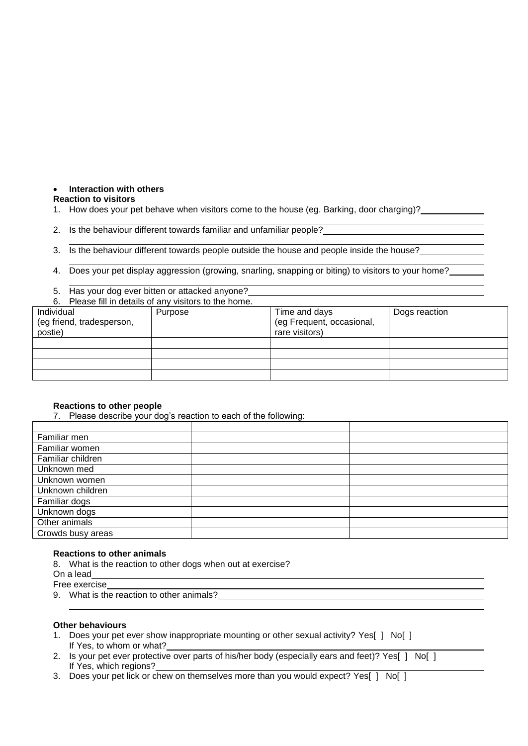- **Interaction with others**

**Reaction to visitors**

1. How does your pet behave when visitors come to the house (eg. Barking, door charging)?\_\_\_\_\_\_\_\_\_\_\_\_
2. Is the behaviour different towards familiar and unfamiliar people?\_\_\_\_\_\_\_\_\_\_\_\_
3. Is the behaviour different towards people outside the house and people inside the house?\_\_\_\_\_\_\_\_\_\_\_\_
4. Does your pet display aggression (growing, snarling, snapping or biting) to visitors to your home?\_\_\_\_\_\_\_\_\_\_\_\_
5. Has your dog ever bitten or attacked anyone?\_\_\_\_\_\_\_\_\_\_\_\_
6. Please fill in details of any visitors to the home.

| Individual (eg friend, tradesperson, postie) | Purpose | Time and days (eg Frequent, occasional, rare visitors) | Dogs reaction |
|---|---|---|---|
| | | | |
| | | | |
| | | | |
| | | | |

**Reactions to other people**

7. Please describe your dog's reaction to each of the following:

| | | |
|---|---|---|
| Familiar men | | |
| Familiar women | | |
| Familiar children | | |
| Unknown med | | |
| Unknown women | | |
| Unknown children | | |
| Familiar dogs | | |
| Unknown dogs | | |
| Other animals | | |
| Crowds busy areas | | |

**Reactions to other animals**

8. What is the reaction to other dogs when out at exercise?

On a lead\_\_\_\_\_\_\_\_\_\_\_\_

Free exercise\_\_\_\_\_\_\_\_\_\_\_\_

9. What is the reaction to other animals?\_\_\_\_\_\_\_\_\_\_\_\_

**Other behaviours**

1. Does your pet ever show inappropriate mounting or other sexual activity? Yes[ ] No[ ]
   If Yes, to whom or what?\_\_\_\_\_\_\_\_\_\_\_\_
2. Is your pet ever protective over parts of his/her body (especially ears and feet)? Yes[ ] No[ ]
   If Yes, which regions?\_\_\_\_\_\_\_\_\_\_\_\_
3. Does your pet lick or chew on themselves more than you would expect? Yes[ ] No[ ]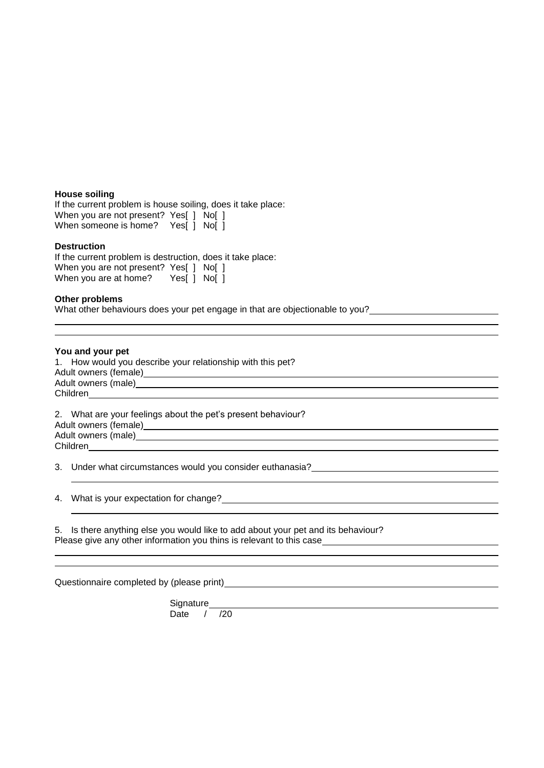**House soiling**

If the current problem is house soiling, does it take place:
When you are not present? Yes[ ] No[ ]
When someone is home? Yes[ ] No[ ]

**Destruction**

If the current problem is destruction, does it take place:
When you are not present? Yes[ ] No[ ]
When you are at home? Yes[ ] No[ ]

**Other problems**

What other behaviours does your pet engage in that are objectionable to you?\_\_\_\_\_\_\_\_\_\_\_\_\_\_\_\_\_\_\_\_\_\_\_\_\_\_

\_\_\_\_\_\_\_\_\_\_\_\_\_\_\_\_\_\_\_\_\_\_\_\_\_\_\_\_\_\_\_\_\_\_\_\_\_\_\_\_\_\_\_\_\_\_\_\_\_\_\_\_\_\_\_\_\_\_\_\_\_\_\_\_\_\_\_\_\_\_\_\_\_\_\_\_\_\_\_\_\_\_\_\_\_\_\_\_

\_\_\_\_\_\_\_\_\_\_\_\_\_\_\_\_\_\_\_\_\_\_\_\_\_\_\_\_\_\_\_\_\_\_\_\_\_\_\_\_\_\_\_\_\_\_\_\_\_\_\_\_\_\_\_\_\_\_\_\_\_\_\_\_\_\_\_\_\_\_\_\_\_\_\_\_\_\_\_\_\_\_\_\_\_\_\_\_

**You and your pet**

1. How would you describe your relationship with this pet?

Adult owners (female)\_\_\_\_\_\_\_\_\_\_\_\_\_\_\_\_\_\_\_\_\_\_\_\_\_\_\_\_\_\_\_\_\_\_\_\_\_\_\_\_\_\_\_\_\_\_\_\_\_\_\_\_\_\_\_\_\_\_\_\_
Adult owners (male)\_\_\_\_\_\_\_\_\_\_\_\_\_\_\_\_\_\_\_\_\_\_\_\_\_\_\_\_\_\_\_\_\_\_\_\_\_\_\_\_\_\_\_\_\_\_\_\_\_\_\_\_\_\_\_\_\_\_\_\_\_
Children\_\_\_\_\_\_\_\_\_\_\_\_\_\_\_\_\_\_\_\_\_\_\_\_\_\_\_\_\_\_\_\_\_\_\_\_\_\_\_\_\_\_\_\_\_\_\_\_\_\_\_\_\_\_\_\_\_\_\_\_\_\_\_\_\_\_\_\_\_\_\_

2. What are your feelings about the pet's present behaviour?

Adult owners (female)\_\_\_\_\_\_\_\_\_\_\_\_\_\_\_\_\_\_\_\_\_\_\_\_\_\_\_\_\_\_\_\_\_\_\_\_\_\_\_\_\_\_\_\_\_\_\_\_\_\_\_\_\_\_\_\_\_\_\_\_
Adult owners (male)\_\_\_\_\_\_\_\_\_\_\_\_\_\_\_\_\_\_\_\_\_\_\_\_\_\_\_\_\_\_\_\_\_\_\_\_\_\_\_\_\_\_\_\_\_\_\_\_\_\_\_\_\_\_\_\_\_\_\_\_\_
Children\_\_\_\_\_\_\_\_\_\_\_\_\_\_\_\_\_\_\_\_\_\_\_\_\_\_\_\_\_\_\_\_\_\_\_\_\_\_\_\_\_\_\_\_\_\_\_\_\_\_\_\_\_\_\_\_\_\_\_\_\_\_\_\_\_\_\_\_\_\_\_

3. Under what circumstances would you consider euthanasia?\_\_\_\_\_\_\_\_\_\_\_\_\_\_\_\_\_\_\_\_\_\_\_\_\_\_\_\_\_\_\_\_

\_\_\_\_\_\_\_\_\_\_\_\_\_\_\_\_\_\_\_\_\_\_\_\_\_\_\_\_\_\_\_\_\_\_\_\_\_\_\_\_\_\_\_\_\_\_\_\_\_\_\_\_\_\_\_\_\_\_\_\_\_\_\_\_\_\_\_\_\_\_\_\_\_\_\_\_\_\_\_\_\_

4. What is your expectation for change?\_\_\_\_\_\_\_\_\_\_\_\_\_\_\_\_\_\_\_\_\_\_\_\_\_\_\_\_\_\_\_\_\_\_\_\_\_\_\_\_\_\_\_\_\_\_\_\_

\_\_\_\_\_\_\_\_\_\_\_\_\_\_\_\_\_\_\_\_\_\_\_\_\_\_\_\_\_\_\_\_\_\_\_\_\_\_\_\_\_\_\_\_\_\_\_\_\_\_\_\_\_\_\_\_\_\_\_\_\_\_\_\_\_\_\_\_\_\_\_\_\_\_\_\_\_\_\_\_\_

5. Is there anything else you would like to add about your pet and its behaviour?

Please give any other information you thins is relevant to this case\_\_\_\_\_\_\_\_\_\_\_\_\_\_\_\_\_\_\_\_\_\_\_\_\_\_\_\_\_\_\_\_

\_\_\_\_\_\_\_\_\_\_\_\_\_\_\_\_\_\_\_\_\_\_\_\_\_\_\_\_\_\_\_\_\_\_\_\_\_\_\_\_\_\_\_\_\_\_\_\_\_\_\_\_\_\_\_\_\_\_\_\_\_\_\_\_\_\_\_\_\_\_\_\_\_\_\_\_\_\_\_\_\_\_\_\_\_\_\_\_

\_\_\_\_\_\_\_\_\_\_\_\_\_\_\_\_\_\_\_\_\_\_\_\_\_\_\_\_\_\_\_\_\_\_\_\_\_\_\_\_\_\_\_\_\_\_\_\_\_\_\_\_\_\_\_\_\_\_\_\_\_\_\_\_\_\_\_\_\_\_\_\_\_\_\_\_\_\_\_\_\_\_\_\_\_\_\_\_

Questionnaire completed by (please print)\_\_\_\_\_\_\_\_\_\_\_\_\_\_\_\_\_\_\_\_\_\_\_\_\_\_\_\_\_\_\_\_\_\_\_\_\_\_\_\_\_\_\_\_\_\_\_\_\_\_

Signature\_\_\_\_\_\_\_\_\_\_\_\_\_\_\_\_\_\_\_\_\_\_\_\_\_\_\_\_\_\_\_\_\_\_\_\_\_\_\_\_\_\_\_\_\_\_\_\_\_\_\_\_\_\_\_
Date / /20